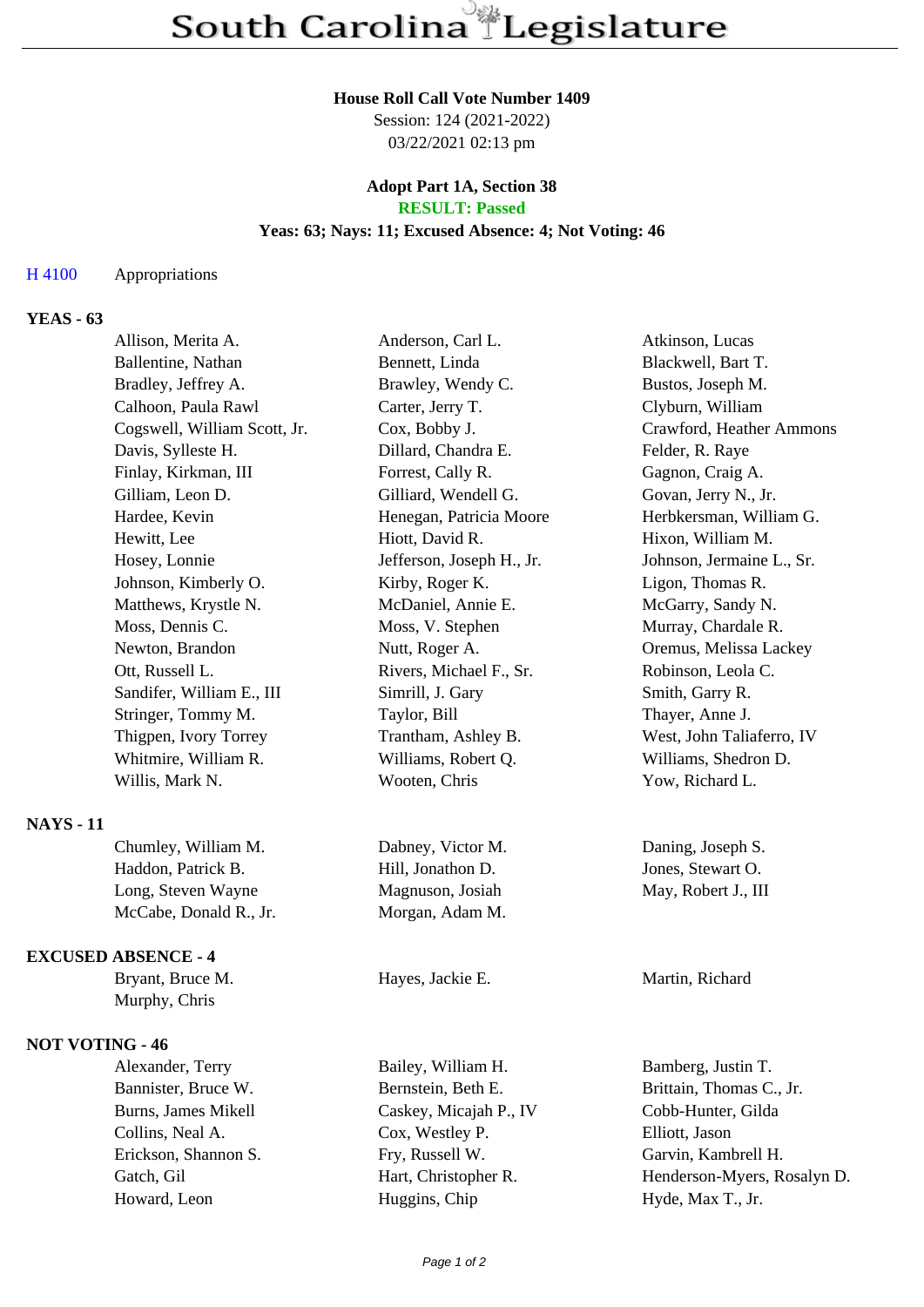# South Carolina Legislature

**House Roll Call Vote Number 1409**
Session: 124 (2021-2022)
03/22/2021 02:13 pm

**Adopt Part 1A, Section 38**
**RESULT: Passed**
**Yeas: 63; Nays: 11; Excused Absence: 4; Not Voting: 46**

H 4100 Appropriations

**YEAS - 63**

| | | |
|---|---|---|
| Allison, Merita A. | Anderson, Carl L. | Atkinson, Lucas |
| Ballentine, Nathan | Bennett, Linda | Blackwell, Bart T. |
| Bradley, Jeffrey A. | Brawley, Wendy C. | Bustos, Joseph M. |
| Calhoon, Paula Rawl | Carter, Jerry T. | Clyburn, William |
| Cogswell, William Scott, Jr. | Cox, Bobby J. | Crawford, Heather Ammons |
| Davis, Sylleste H. | Dillard, Chandra E. | Felder, R. Raye |
| Finlay, Kirkman, III | Forrest, Cally R. | Gagnon, Craig A. |
| Gilliam, Leon D. | Gilliard, Wendell G. | Govan, Jerry N., Jr. |
| Hardee, Kevin | Henegan, Patricia Moore | Herbkersman, William G. |
| Hewitt, Lee | Hiott, David R. | Hixon, William M. |
| Hosey, Lonnie | Jefferson, Joseph H., Jr. | Johnson, Jermaine L., Sr. |
| Johnson, Kimberly O. | Kirby, Roger K. | Ligon, Thomas R. |
| Matthews, Krystle N. | McDaniel, Annie E. | McGarry, Sandy N. |
| Moss, Dennis C. | Moss, V. Stephen | Murray, Chardale R. |
| Newton, Brandon | Nutt, Roger A. | Oremus, Melissa Lackey |
| Ott, Russell L. | Rivers, Michael F., Sr. | Robinson, Leola C. |
| Sandifer, William E., III | Simrill, J. Gary | Smith, Garry R. |
| Stringer, Tommy M. | Taylor, Bill | Thayer, Anne J. |
| Thigpen, Ivory Torrey | Trantham, Ashley B. | West, John Taliaferro, IV |
| Whitmire, William R. | Williams, Robert Q. | Williams, Shedron D. |
| Willis, Mark N. | Wooten, Chris | Yow, Richard L. |

**NAYS - 11**

| | | |
|---|---|---|
| Chumley, William M. | Dabney, Victor M. | Daning, Joseph S. |
| Haddon, Patrick B. | Hill, Jonathon D. | Jones, Stewart O. |
| Long, Steven Wayne | Magnuson, Josiah | May, Robert J., III |
| McCabe, Donald R., Jr. | Morgan, Adam M. | |

**EXCUSED ABSENCE - 4**

| | | |
|---|---|---|
| Bryant, Bruce M. | Hayes, Jackie E. | Martin, Richard |
| Murphy, Chris | | |

**NOT VOTING - 46**

| | | |
|---|---|---|
| Alexander, Terry | Bailey, William H. | Bamberg, Justin T. |
| Bannister, Bruce W. | Bernstein, Beth E. | Brittain, Thomas C., Jr. |
| Burns, James Mikell | Caskey, Micajah P., IV | Cobb-Hunter, Gilda |
| Collins, Neal A. | Cox, Westley P. | Elliott, Jason |
| Erickson, Shannon S. | Fry, Russell W. | Garvin, Kambrell H. |
| Gatch, Gil | Hart, Christopher R. | Henderson-Myers, Rosalyn D. |
| Howard, Leon | Huggins, Chip | Hyde, Max T., Jr. |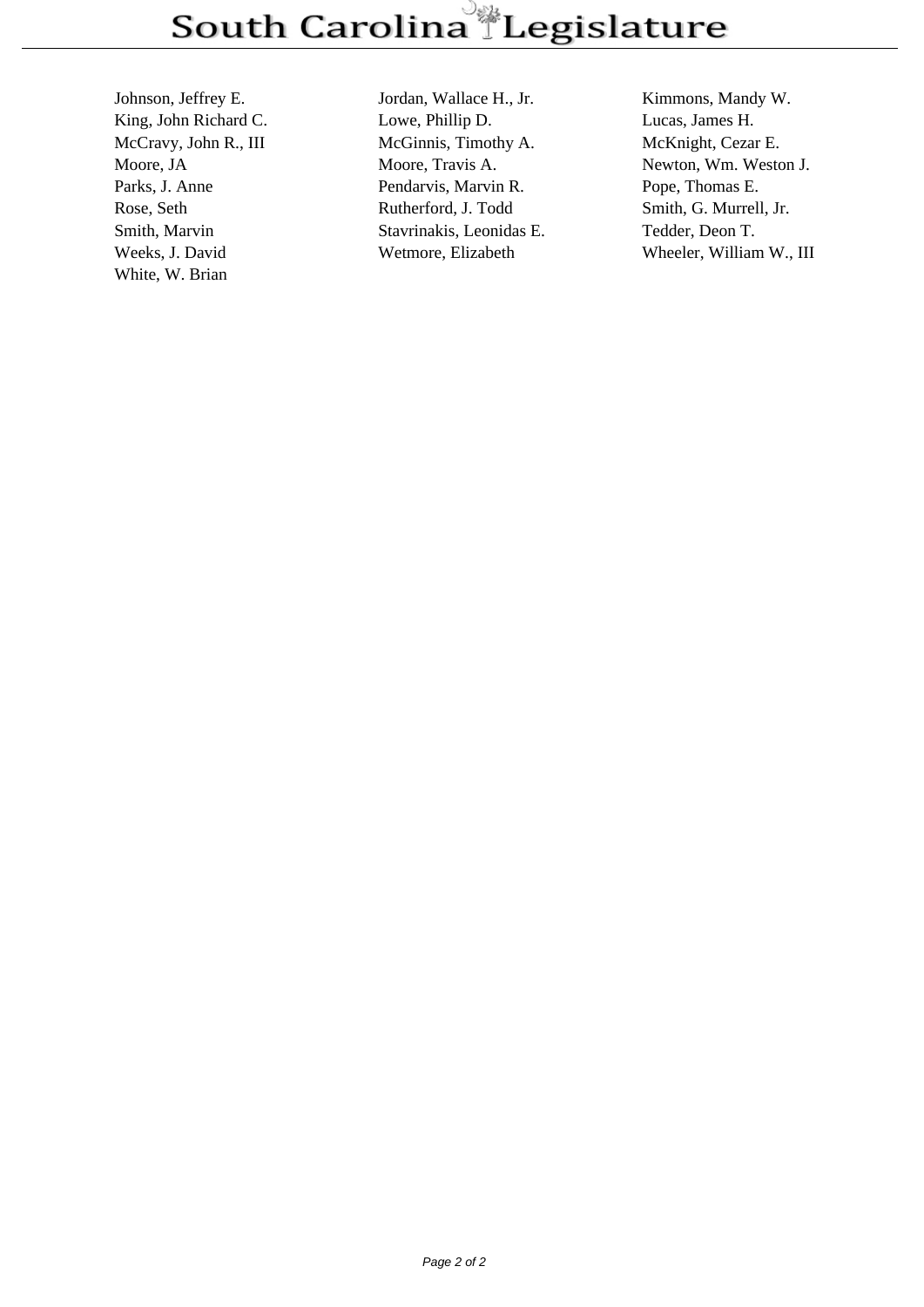Johnson, Jeffrey E.
Jordan, Wallace H., Jr.
Kimmons, Mandy W.
King, John Richard C.
Lowe, Phillip D.
Lucas, James H.
McCravy, John R., III
McGinnis, Timothy A.
McKnight, Cezar E.
Moore, JA
Moore, Travis A.
Newton, Wm. Weston J.
Parks, J. Anne
Pendarvis, Marvin R.
Pope, Thomas E.
Rose, Seth
Rutherford, J. Todd
Smith, G. Murrell, Jr.
Smith, Marvin
Stavrinakis, Leonidas E.
Tedder, Deon T.
Weeks, J. David
Wetmore, Elizabeth
Wheeler, William W., III
White, W. Brian